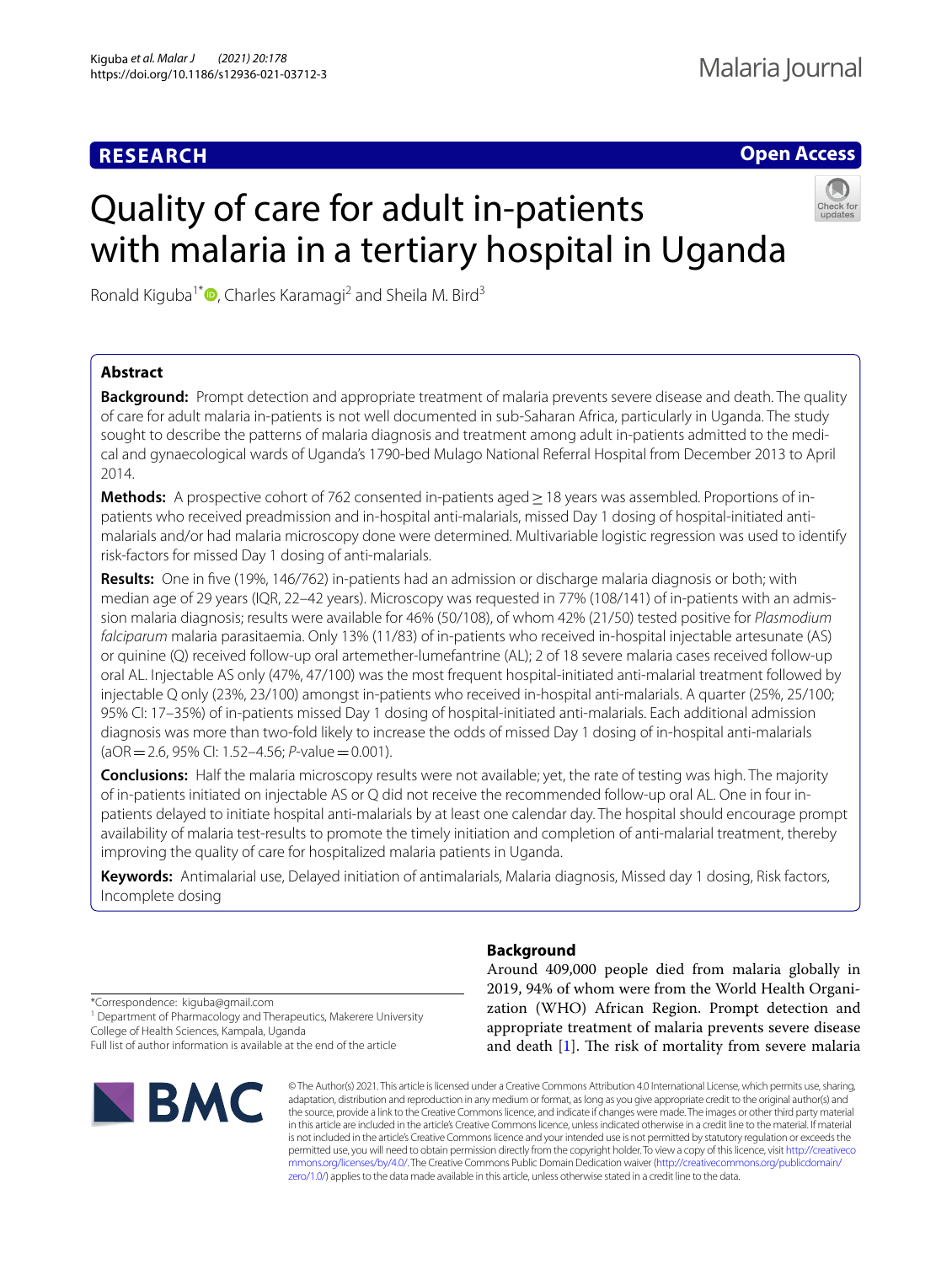RESEARCH

Open Access

# Quality of care for adult in-patients with malaria in a tertiary hospital in Uganda

Ronald Kiguba[1*], Charles Karamagi[2] and Sheila M. Bird[3]

## Abstract

**Background:** Prompt detection and appropriate treatment of malaria prevents severe disease and death. The quality of care for adult malaria in-patients is not well documented in sub-Saharan Africa, particularly in Uganda. The study sought to describe the patterns of malaria diagnosis and treatment among adult in-patients admitted to the medical and gynaecological wards of Uganda's 1790-bed Mulago National Referral Hospital from December 2013 to April 2014.

**Methods:** A prospective cohort of 762 consented in-patients aged ≥ 18 years was assembled. Proportions of in-patients who received preadmission and in-hospital anti-malarials, missed Day 1 dosing of hospital-initiated anti-malarials and/or had malaria microscopy done were determined. Multivariable logistic regression was used to identify risk-factors for missed Day 1 dosing of anti-malarials.

**Results:** One in five (19%, 146/762) in-patients had an admission or discharge malaria diagnosis or both; with median age of 29 years (IQR, 22–42 years). Microscopy was requested in 77% (108/141) of in-patients with an admission malaria diagnosis; results were available for 46% (50/108), of whom 42% (21/50) tested positive for *Plasmodium falciparum* malaria parasitaemia. Only 13% (11/83) of in-patients who received in-hospital injectable artesunate (AS) or quinine (Q) received follow-up oral artemether-lumefantrine (AL); 2 of 18 severe malaria cases received follow-up oral AL. Injectable AS only (47%, 47/100) was the most frequent hospital-initiated anti-malarial treatment followed by injectable Q only (23%, 23/100) amongst in-patients who received in-hospital anti-malarials. A quarter (25%, 25/100; 95% CI: 17–35%) of in-patients missed Day 1 dosing of hospital-initiated anti-malarials. Each additional admission diagnosis was more than two-fold likely to increase the odds of missed Day 1 dosing of in-hospital anti-malarials (aOR = 2.6, 95% CI: 1.52–4.56; *P*-value = 0.001).

**Conclusions:** Half the malaria microscopy results were not available; yet, the rate of testing was high. The majority of in-patients initiated on injectable AS or Q did not receive the recommended follow-up oral AL. One in four in-patients delayed to initiate hospital anti-malarials by at least one calendar day. The hospital should encourage prompt availability of malaria test-results to promote the timely initiation and completion of anti-malarial treatment, thereby improving the quality of care for hospitalized malaria patients in Uganda.

**Keywords:** Antimalarial use, Delayed initiation of antimalarials, Malaria diagnosis, Missed day 1 dosing, Risk factors, Incomplete dosing

*Correspondence: kiguba@gmail.com
[1] Department of Pharmacology and Therapeutics, Makerere University College of Health Sciences, Kampala, Uganda
Full list of author information is available at the end of the article

## Background

Around 409,000 people died from malaria globally in 2019, 94% of whom were from the World Health Organization (WHO) African Region. Prompt detection and appropriate treatment of malaria prevents severe disease and death [1]. The risk of mortality from severe malaria

© The Author(s) 2021. This article is licensed under a Creative Commons Attribution 4.0 International License, which permits use, sharing, adaptation, distribution and reproduction in any medium or format, as long as you give appropriate credit to the original author(s) and the source, provide a link to the Creative Commons licence, and indicate if changes were made. The images or other third party material in this article are included in the article's Creative Commons licence, unless indicated otherwise in a credit line to the material. If material is not included in the article's Creative Commons licence and your intended use is not permitted by statutory regulation or exceeds the permitted use, you will need to obtain permission directly from the copyright holder. To view a copy of this licence, visit http://creativecommons.org/licenses/by/4.0/. The Creative Commons Public Domain Dedication waiver (http://creativecommons.org/publicdomain/zero/1.0/) applies to the data made available in this article, unless otherwise stated in a credit line to the data.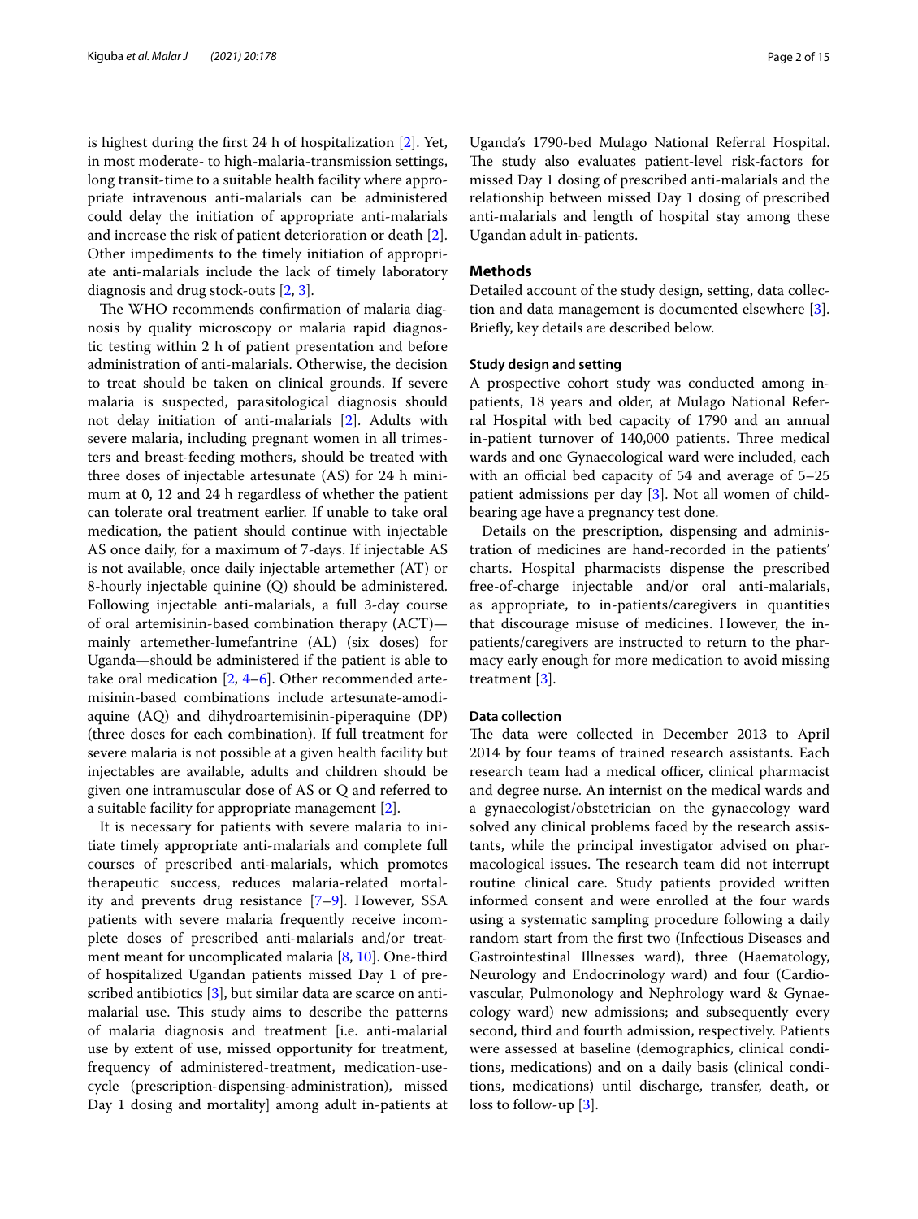is highest during the first 24 h of hospitalization [2]. Yet, in most moderate- to high-malaria-transmission settings, long transit-time to a suitable health facility where appropriate intravenous anti-malarials can be administered could delay the initiation of appropriate anti-malarials and increase the risk of patient deterioration or death [2]. Other impediments to the timely initiation of appropriate anti-malarials include the lack of timely laboratory diagnosis and drug stock-outs [2, 3].

The WHO recommends confirmation of malaria diagnosis by quality microscopy or malaria rapid diagnostic testing within 2 h of patient presentation and before administration of anti-malarials. Otherwise, the decision to treat should be taken on clinical grounds. If severe malaria is suspected, parasitological diagnosis should not delay initiation of anti-malarials [2]. Adults with severe malaria, including pregnant women in all trimesters and breast-feeding mothers, should be treated with three doses of injectable artesunate (AS) for 24 h minimum at 0, 12 and 24 h regardless of whether the patient can tolerate oral treatment earlier. If unable to take oral medication, the patient should continue with injectable AS once daily, for a maximum of 7-days. If injectable AS is not available, once daily injectable artemether (AT) or 8-hourly injectable quinine (Q) should be administered. Following injectable anti-malarials, a full 3-day course of oral artemisinin-based combination therapy (ACT)—mainly artemether-lumefantrine (AL) (six doses) for Uganda—should be administered if the patient is able to take oral medication [2, 4–6]. Other recommended artemisinin-based combinations include artesunate-amodiaquine (AQ) and dihydroartemisinin-piperaquine (DP) (three doses for each combination). If full treatment for severe malaria is not possible at a given health facility but injectables are available, adults and children should be given one intramuscular dose of AS or Q and referred to a suitable facility for appropriate management [2].

It is necessary for patients with severe malaria to initiate timely appropriate anti-malarials and complete full courses of prescribed anti-malarials, which promotes therapeutic success, reduces malaria-related mortality and prevents drug resistance [7–9]. However, SSA patients with severe malaria frequently receive incomplete doses of prescribed anti-malarials and/or treatment meant for uncomplicated malaria [8, 10]. One-third of hospitalized Ugandan patients missed Day 1 of prescribed antibiotics [3], but similar data are scarce on anti-malarial use. This study aims to describe the patterns of malaria diagnosis and treatment [i.e. anti-malarial use by extent of use, missed opportunity for treatment, frequency of administered-treatment, medication-use-cycle (prescription-dispensing-administration), missed Day 1 dosing and mortality] among adult in-patients at Uganda's 1790-bed Mulago National Referral Hospital. The study also evaluates patient-level risk-factors for missed Day 1 dosing of prescribed anti-malarials and the relationship between missed Day 1 dosing of prescribed anti-malarials and length of hospital stay among these Ugandan adult in-patients.

## Methods

Detailed account of the study design, setting, data collection and data management is documented elsewhere [3]. Briefly, key details are described below.

### Study design and setting

A prospective cohort study was conducted among in-patients, 18 years and older, at Mulago National Referral Hospital with bed capacity of 1790 and an annual in-patient turnover of 140,000 patients. Three medical wards and one Gynaecological ward were included, each with an official bed capacity of 54 and average of 5–25 patient admissions per day [3]. Not all women of child-bearing age have a pregnancy test done.

Details on the prescription, dispensing and administration of medicines are hand-recorded in the patients' charts. Hospital pharmacists dispense the prescribed free-of-charge injectable and/or oral anti-malarials, as appropriate, to in-patients/caregivers in quantities that discourage misuse of medicines. However, the in-patients/caregivers are instructed to return to the pharmacy early enough for more medication to avoid missing treatment [3].

### Data collection

The data were collected in December 2013 to April 2014 by four teams of trained research assistants. Each research team had a medical officer, clinical pharmacist and degree nurse. An internist on the medical wards and a gynaecologist/obstetrician on the gynaecology ward solved any clinical problems faced by the research assistants, while the principal investigator advised on pharmacological issues. The research team did not interrupt routine clinical care. Study patients provided written informed consent and were enrolled at the four wards using a systematic sampling procedure following a daily random start from the first two (Infectious Diseases and Gastrointestinal Illnesses ward), three (Haematology, Neurology and Endocrinology ward) and four (Cardiovascular, Pulmonology and Nephrology ward & Gynaecology ward) new admissions; and subsequently every second, third and fourth admission, respectively. Patients were assessed at baseline (demographics, clinical conditions, medications) and on a daily basis (clinical conditions, medications) until discharge, transfer, death, or loss to follow-up [3].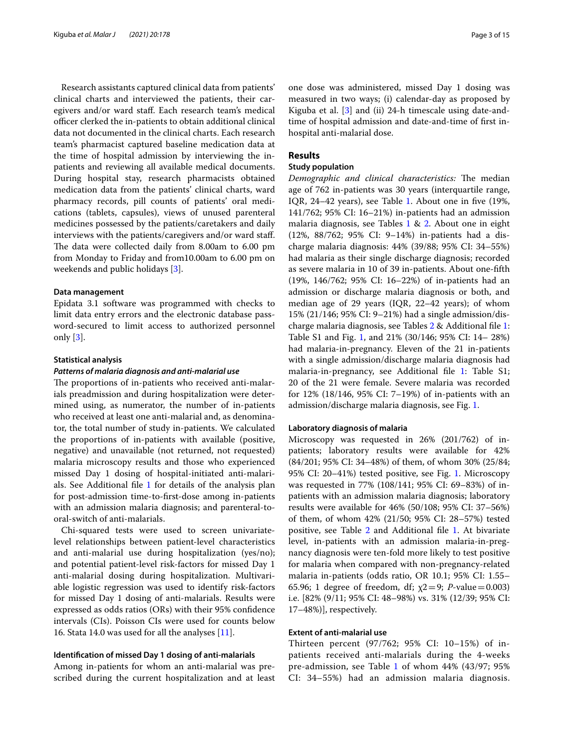Research assistants captured clinical data from patients' clinical charts and interviewed the patients, their caregivers and/or ward staff. Each research team's medical officer clerked the in-patients to obtain additional clinical data not documented in the clinical charts. Each research team's pharmacist captured baseline medication data at the time of hospital admission by interviewing the in-patients and reviewing all available medical documents. During hospital stay, research pharmacists obtained medication data from the patients' clinical charts, ward pharmacy records, pill counts of patients' oral medications (tablets, capsules), views of unused parenteral medicines possessed by the patients/caretakers and daily interviews with the patients/caregivers and/or ward staff. The data were collected daily from 8.00am to 6.00 pm from Monday to Friday and from10.00am to 6.00 pm on weekends and public holidays [3].

#### Data management

Epidata 3.1 software was programmed with checks to limit data entry errors and the electronic database password-secured to limit access to authorized personnel only [3].

#### Statistical analysis

##### *Patterns of malaria diagnosis and anti-malarial use*

The proportions of in-patients who received anti-malarials preadmission and during hospitalization were determined using, as numerator, the number of in-patients who received at least one anti-malarial and, as denominator, the total number of study in-patients. We calculated the proportions of in-patients with available (positive, negative) and unavailable (not returned, not requested) malaria microscopy results and those who experienced missed Day 1 dosing of hospital-initiated anti-malarials. See Additional file 1 for details of the analysis plan for post-admission time-to-first-dose among in-patients with an admission malaria diagnosis; and parenteral-to-oral-switch of anti-malarials.

Chi-squared tests were used to screen univariate-level relationships between patient-level characteristics and anti-malarial use during hospitalization (yes/no); and potential patient-level risk-factors for missed Day 1 anti-malarial dosing during hospitalization. Multivariable logistic regression was used to identify risk-factors for missed Day 1 dosing of anti-malarials. Results were expressed as odds ratios (ORs) with their 95% confidence intervals (CIs). Poisson CIs were used for counts below 16. Stata 14.0 was used for all the analyses [11].

#### Identification of missed Day 1 dosing of anti-malarials

Among in-patients for whom an anti-malarial was prescribed during the current hospitalization and at least one dose was administered, missed Day 1 dosing was measured in two ways; (i) calendar-day as proposed by Kiguba et al. [3] and (ii) 24-h timescale using date-and-time of hospital admission and date-and-time of first in-hospital anti-malarial dose.

## Results

### Study population

*Demographic and clinical characteristics:* The median age of 762 in-patients was 30 years (interquartile range, IQR, 24–42 years), see Table 1. About one in five (19%, 141/762; 95% CI: 16–21%) in-patients had an admission malaria diagnosis, see Tables 1 & 2. About one in eight (12%, 88/762; 95% CI: 9–14%) in-patients had a discharge malaria diagnosis: 44% (39/88; 95% CI: 34–55%) had malaria as their single discharge diagnosis; recorded as severe malaria in 10 of 39 in-patients. About one-fifth (19%, 146/762; 95% CI: 16–22%) of in-patients had an admission or discharge malaria diagnosis or both, and median age of 29 years (IQR, 22–42 years); of whom 15% (21/146; 95% CI: 9–21%) had a single admission/discharge malaria diagnosis, see Tables 2 & Additional file 1: Table S1 and Fig. 1, and 21% (30/146; 95% CI: 14– 28%) had malaria-in-pregnancy. Eleven of the 21 in-patients with a single admission/discharge malaria diagnosis had malaria-in-pregnancy, see Additional file 1: Table S1; 20 of the 21 were female. Severe malaria was recorded for 12% (18/146, 95% CI: 7–19%) of in-patients with an admission/discharge malaria diagnosis, see Fig. 1.

#### Laboratory diagnosis of malaria

Microscopy was requested in 26% (201/762) of in-patients; laboratory results were available for 42% (84/201; 95% CI: 34–48%) of them, of whom 30% (25/84; 95% CI: 20–41%) tested positive, see Fig. 1. Microscopy was requested in 77% (108/141; 95% CI: 69–83%) of in-patients with an admission malaria diagnosis; laboratory results were available for 46% (50/108; 95% CI: 37–56%) of them, of whom 42% (21/50; 95% CI: 28–57%) tested positive, see Table 2 and Additional file 1. At bivariate level, in-patients with an admission malaria-in-pregnancy diagnosis were ten-fold more likely to test positive for malaria when compared with non-pregnancy-related malaria in-patients (odds ratio, OR 10.1; 95% CI: 1.55–65.96; 1 degree of freedom, df; $\chi 2 = 9$; *P*-value = 0.003) i.e. [82% (9/11; 95% CI: 48–98%) vs. 31% (12/39; 95% CI: 17–48%)], respectively.

#### Extent of anti-malarial use

Thirteen percent (97/762; 95% CI: 10–15%) of in-patients received anti-malarials during the 4-weeks pre-admission, see Table 1 of whom 44% (43/97; 95% CI: 34–55%) had an admission malaria diagnosis.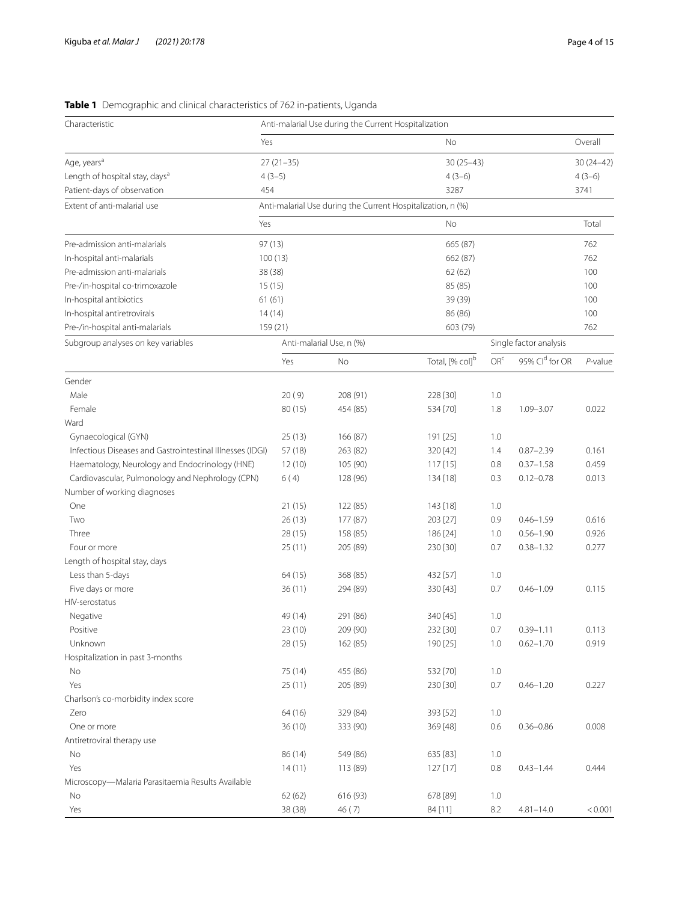**Table 1** Demographic and clinical characteristics of 762 in-patients, Uganda

| Characteristic | Anti-malarial Use during the Current Hospitalization | | |
|---|---|---|---|
| | Yes | No | Overall |
| Age, years[a] | 27 (21–35) | 30 (25–43) | 30 (24–42) |
| Length of hospital stay, days[a] | 4 (3–5) | 4 (3–6) | 4 (3–6) |
| Patient-days of observation | 454 | 3287 | 3741 |

| Extent of anti-malarial use | Anti-malarial Use during the Current Hospitalization, n (%) | | |
|---|---|---|---|
| | Yes | No | Total |
| Pre-admission anti-malarials | 97 (13) | 665 (87) | 762 |
| In-hospital anti-malarials | 100 (13) | 662 (87) | 762 |
| Pre-admission anti-malarials | 38 (38) | 62 (62) | 100 |
| Pre-/in-hospital co-trimoxazole | 15 (15) | 85 (85) | 100 |
| In-hospital antibiotics | 61 (61) | 39 (39) | 100 |
| In-hospital antiretrovirals | 14 (14) | 86 (86) | 100 |
| Pre-/in-hospital anti-malarials | 159 (21) | 603 (79) | 762 |

| Subgroup analyses on key variables | Anti-malarial Use, n (%) | | | Single factor analysis | | |
|---|---|---|---|---|---|---|
| | Yes | No | Total, [% col][b] | OR[c] | 95% CI[d] for OR | *P*-value |
| Gender | | | | | | |
| Male | 20 (9) | 208 (91) | 228 [30] | 1.0 | | |
| Female | 80 (15) | 454 (85) | 534 [70] | 1.8 | 1.09–3.07 | 0.022 |
| Ward | | | | | | |
| Gynaecological (GYN) | 25 (13) | 166 (87) | 191 [25] | 1.0 | | |
| Infectious Diseases and Gastrointestinal Illnesses (IDGI) | 57 (18) | 263 (82) | 320 [42] | 1.4 | 0.87–2.39 | 0.161 |
| Haematology, Neurology and Endocrinology (HNE) | 12 (10) | 105 (90) | 117 [15] | 0.8 | 0.37–1.58 | 0.459 |
| Cardiovascular, Pulmonology and Nephrology (CPN) | 6 (4) | 128 (96) | 134 [18] | 0.3 | 0.12–0.78 | 0.013 |
| Number of working diagnoses | | | | | | |
| One | 21 (15) | 122 (85) | 143 [18] | 1.0 | | |
| Two | 26 (13) | 177 (87) | 203 [27] | 0.9 | 0.46–1.59 | 0.616 |
| Three | 28 (15) | 158 (85) | 186 [24] | 1.0 | 0.56–1.90 | 0.926 |
| Four or more | 25 (11) | 205 (89) | 230 [30] | 0.7 | 0.38–1.32 | 0.277 |
| Length of hospital stay, days | | | | | | |
| Less than 5-days | 64 (15) | 368 (85) | 432 [57] | 1.0 | | |
| Five days or more | 36 (11) | 294 (89) | 330 [43] | 0.7 | 0.46–1.09 | 0.115 |
| HIV-serostatus | | | | | | |
| Negative | 49 (14) | 291 (86) | 340 [45] | 1.0 | | |
| Positive | 23 (10) | 209 (90) | 232 [30] | 0.7 | 0.39–1.11 | 0.113 |
| Unknown | 28 (15) | 162 (85) | 190 [25] | 1.0 | 0.62–1.70 | 0.919 |
| Hospitalization in past 3-months | | | | | | |
| No | 75 (14) | 455 (86) | 532 [70] | 1.0 | | |
| Yes | 25 (11) | 205 (89) | 230 [30] | 0.7 | 0.46–1.20 | 0.227 |
| Charlson's co-morbidity index score | | | | | | |
| Zero | 64 (16) | 329 (84) | 393 [52] | 1.0 | | |
| One or more | 36 (10) | 333 (90) | 369 [48] | 0.6 | 0.36–0.86 | 0.008 |
| Antiretroviral therapy use | | | | | | |
| No | 86 (14) | 549 (86) | 635 [83] | 1.0 | | |
| Yes | 14 (11) | 113 (89) | 127 [17] | 0.8 | 0.43–1.44 | 0.444 |
| Microscopy—Malaria Parasitaemia Results Available | | | | | | |
| No | 62 (62) | 616 (93) | 678 [89] | 1.0 | | |
| Yes | 38 (38) | 46 (7) | 84 [11] | 8.2 | 4.81–14.0 | < 0.001 |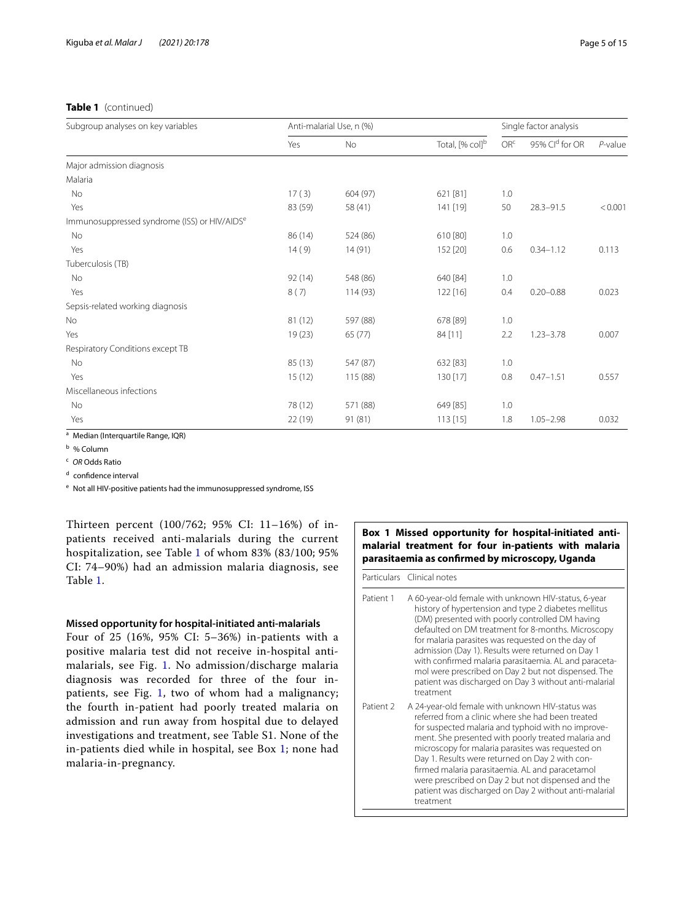**Table 1** (continued)

| Subgroup analyses on key variables | Anti-malarial Use, n (%) | | | Single factor analysis | | |
|---|---|---|---|---|---|---|
| | Yes | No | Total, [% col][b] | OR[c] | 95% CI[d] for OR | *P*-value |
| Major admission diagnosis | | | | | | |
| Malaria | | | | | | |
| No | 17 (3) | 604 (97) | 621 [81] | 1.0 | | |
| Yes | 83 (59) | 58 (41) | 141 [19] | 50 | 28.3–91.5 | < 0.001 |
| Immunosuppressed syndrome (ISS) or HIV/AIDS[e] | | | | | | |
| No | 86 (14) | 524 (86) | 610 [80] | 1.0 | | |
| Yes | 14 (9) | 14 (91) | 152 [20] | 0.6 | 0.34–1.12 | 0.113 |
| Tuberculosis (TB) | | | | | | |
| No | 92 (14) | 548 (86) | 640 [84] | 1.0 | | |
| Yes | 8 (7) | 114 (93) | 122 [16] | 0.4 | 0.20–0.88 | 0.023 |
| Sepsis-related working diagnosis | | | | | | |
| No | 81 (12) | 597 (88) | 678 [89] | 1.0 | | |
| Yes | 19 (23) | 65 (77) | 84 [11] | 2.2 | 1.23–3.78 | 0.007 |
| Respiratory Conditions except TB | | | | | | |
| No | 85 (13) | 547 (87) | 632 [83] | 1.0 | | |
| Yes | 15 (12) | 115 (88) | 130 [17] | 0.8 | 0.47–1.51 | 0.557 |
| Miscellaneous infections | | | | | | |
| No | 78 (12) | 571 (88) | 649 [85] | 1.0 | | |
| Yes | 22 (19) | 91 (81) | 113 [15] | 1.8 | 1.05–2.98 | 0.032 |

[a] Median (Interquartile Range, IQR)

[b] % Column

[c] *OR* Odds Ratio

[d] confidence interval

[e] Not all HIV-positive patients had the immunosuppressed syndrome, ISS

Thirteen percent (100/762; 95% CI: 11–16%) of in-patients received anti-malarials during the current hospitalization, see Table 1 of whom 83% (83/100; 95% CI: 74–90%) had an admission malaria diagnosis, see Table 1.

#### Missed opportunity for hospital-initiated anti-malarials

Four of 25 (16%, 95% CI: 5–36%) in-patients with a positive malaria test did not receive in-hospital anti-malarials, see Fig. 1. No admission/discharge malaria diagnosis was recorded for three of the four in-patients, see Fig. 1, two of whom had a malignancy; the fourth in-patient had poorly treated malaria on admission and run away from hospital due to delayed investigations and treatment, see Table S1. None of the in-patients died while in hospital, see Box 1; none had malaria-in-pregnancy.

**Box 1 Missed opportunity for hospital-initiated anti-malarial treatment for four in-patients with malaria parasitaemia as confirmed by microscopy, Uganda**

| Particulars | Clinical notes |
|---|---|
| Patient 1 | A 60-year-old female with unknown HIV-status, 6-year history of hypertension and type 2 diabetes mellitus (DM) presented with poorly controlled DM having defaulted on DM treatment for 8-months. Microscopy for malaria parasites was requested on the day of admission (Day 1). Results were returned on Day 1 with confirmed malaria parasitaemia. AL and paracetamol were prescribed on Day 2 but not dispensed. The patient was discharged on Day 3 without anti-malarial treatment |
| Patient 2 | A 24-year-old female with unknown HIV-status was referred from a clinic where she had been treated for suspected malaria and typhoid with no improvement. She presented with poorly treated malaria and microscopy for malaria parasites was requested on Day 1. Results were returned on Day 2 with confirmed malaria parasitaemia. AL and paracetamol were prescribed on Day 2 but not dispensed and the patient was discharged on Day 2 without anti-malarial treatment |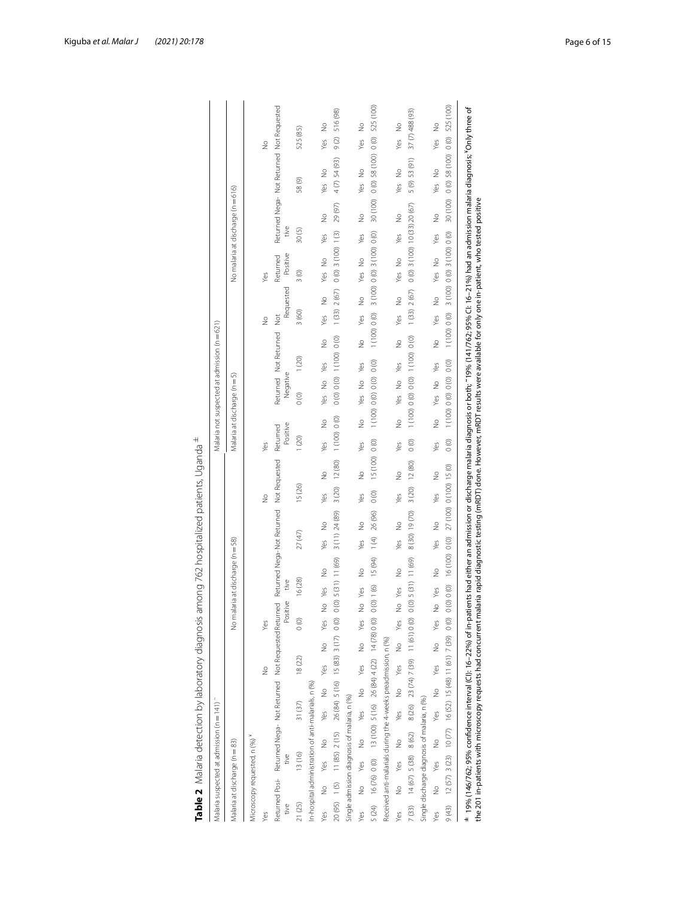**Table 2** Malaria detection by laboratory diagnosis among 762 hospitalized patients, Uganda ±

| | Malaria suspected at admission (n = 141)~ | | | | | | | | | | | | | | | | Malaria not suspected at admission (n = 621) | | | | | | | | | | | | | | | |
|---|---|---|---|---|---|---|---|---|---|---|---|---|---|---|---|---|---|---|---|---|---|---|---|---|---|---|---|---|---|---|---|---|
| | Malaria at discharge (n = 83) | | | | | | | | No malaria at discharge (n = 58) | | | | | | | | Malaria at discharge (n = 5) | | | | | | | | No malaria at discharge (n = 616) | | | | | | | |
| Microscopy requested, n (%)[¥] | Yes | | | | | | No | | Yes | | | | | | No | | Yes | | | | | | No | | Yes | | | | | | No | |
| | Returned Positive | | Returned Negative | | Not Returned | | Not Requested | | Returned Positive | | Returned Negative | | Not Returned | | Not Requested | | Returned Positive | | Returned Negative | | Not Returned | | Not Requested | | Returned Positive | | Returned Negative | | Not Returned | | Not Requested | |
| | 21 (25) | | 13 (16) | | 31 (37) | | 18 (22) | | 0 (0) | | 16 (28) | | 27 (47) | | 15 (26) | | 1 (20) | | 0 (0) | | 1 (20) | | 3 (60) | | 3 (0) | | 30 (5) | | 58 (9) | | 525 (85) | |
| **In-hospital administration of anti-malarials, n (%)** | Yes | No | Yes | No | Yes | No | Yes | No | Yes | No | Yes | No | Yes | No | Yes | No | Yes | No | Yes | No | Yes | No | Yes | No | Yes | No | Yes | No | Yes | No | Yes | No |
| | 20 (95) | 1 (5) | 11 (85) | 2 (15) | 26 (84) | 5 (16) | 15 (83) | 3 (17) | 0 (0) | 0 (0) | 5 (31) | 11 (69) | 3 (11) | 24 (89) | 3 (20) | 12 (80) | 1 (100) | 0 (0) | 0 (0) | 0 (0) | 1 (100) | 0 (0) | 1 (33) | 2 (67) | 0 (0) | 3 (100) | 1 (3) | 29 (97) | 4 (7) | 54 (93) | 9 (2) | 516 (98) |
| **Single admission diagnosis of malaria, n (%)** | Yes | No | Yes | No | Yes | No | Yes | No | Yes | No | Yes | No | Yes | No | Yes | No | Yes | No | Yes | No | Yes | No | Yes | No | Yes | No | Yes | No | Yes | No | Yes | No |
| | 5 (24) | 16 (76) | 0 (0) | 13 (100) | 5 (16) | 26 (84) | 4 (22) | 14 (78) | 0 (0) | 0 (0) | 1 (6) | 15 (94) | 1 (4) | 26 (96) | 0 (0) | 15 (100) | 0 (0) | 1 (100) | 0 (0) | 0 (0) | 0 (0) | 1 (100) | 0 (0) | 3 (100) | 0 (0) | 3 (100) | 0 (0) | 30 (100) | 0 (0) | 58 (100) | 0 (0) | 525 (100) |
| **Received anti-malarials during the 4-weeks preadmission, n (%)** | Yes | No | Yes | No | Yes | No | Yes | No | Yes | No | Yes | No | Yes | No | Yes | No | Yes | No | Yes | No | Yes | No | Yes | No | Yes | No | Yes | No | Yes | No | Yes | No |
| | 7 (33) | 14 (67) | 5 (38) | 8 (62) | 8 (26) | 23 (74) | 7 (39) | 11 (61) | 0 (0) | 0 (0) | 5 (31) | 11 (69) | 8 (30) | 19 (70) | 3 (20) | 12 (80) | 0 (0) | 1 (100) | 0 (0) | 0 (0) | 0 (0) | 1 (100) | 1 (33) | 2 (67) | 0 (0) | 3 (100) | 10 (33) | 20 (67) | 5 (9) | 53 (91) | 37 (7) | 488 (93) |
| **Single discharge diagnosis of malaria, n (%)** | Yes | No | Yes | No | Yes | No | Yes | No | Yes | No | Yes | No | Yes | No | Yes | No | Yes | No | Yes | No | Yes | No | Yes | No | Yes | No | Yes | No | Yes | No | Yes | No |
| | 9 (43) | 12 (57) | 3 (23) | 10 (77) | 16 (52) | 15 (48) | 11 (61) | 7 (39) | 0 (0) | 0 (0) | 16 (100) | 0 (0) | 27 (100) | 0 (0) | 0 (100) | 15 (0) | 1 (100) | 0 (0) | 0 (0) | 0 (0) | 1 (100) | 0 (0) | 3 (100) | 0 (0) | 0 (0) | 3 (100) | 0 (0) | 30 (100) | 0 (0) | 58 (100) | 0 (0) | 525 (100) |

± 19% (146/762; 95% confidence interval (CI): 16–22%) of in-patients had either an admission or discharge malaria diagnosis or both; ~19% (141/762; 95% CI: 16–21%) had an admission malaria diagnosis; [¥]Only three of the 201 in-patients with microscopy requests had concurrent malaria rapid diagnostic testing (mRDT) done. However, mRDT results were available for only one in-patient, who tested positive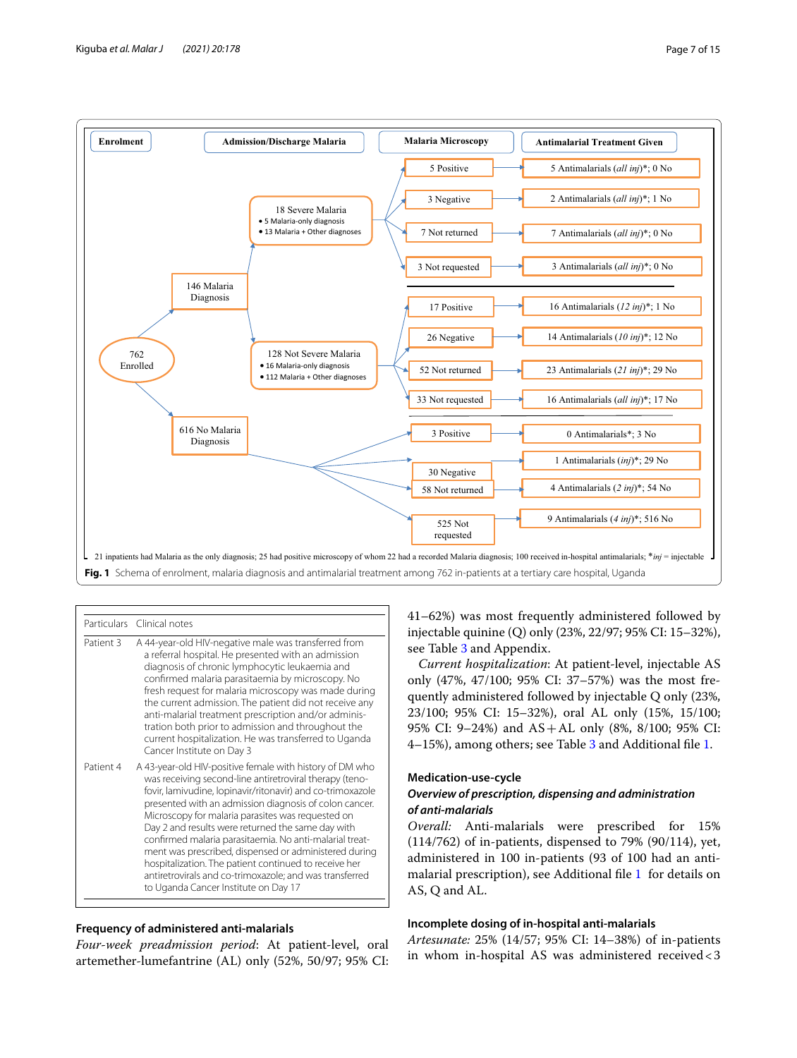Enrolment | Admission/Discharge Malaria | Malaria Microscopy | Antimalarial Treatment Given

762 Enrolled

146 Malaria Diagnosis

18 Severe Malaria
- 5 Malaria-only diagnosis
- 13 Malaria + Other diagnoses

5 Positive → 5 Antimalarials (*all inj*)*; 0 No
3 Negative → 2 Antimalarials (*all inj*)*; 1 No
7 Not returned → 7 Antimalarials (*all inj*)*; 0 No
3 Not requested → 3 Antimalarials (*all inj*)*; 0 No

128 Not Severe Malaria
- 16 Malaria-only diagnosis
- 112 Malaria + Other diagnoses

17 Positive → 16 Antimalarials (*12 inj*)*; 1 No
26 Negative → 14 Antimalarials (*10 inj*)*; 12 No
52 Not returned → 23 Antimalarials (*21 inj*)*; 29 No
33 Not requested → 16 Antimalarials (*all inj*)*; 17 No

616 No Malaria Diagnosis

3 Positive → 0 Antimalarials*; 3 No
30 Negative → 1 Antimalarials (*inj*)*; 29 No
58 Not returned → 4 Antimalarials (*2 inj*)*; 54 No
525 Not requested → 9 Antimalarials (*4 inj*)*; 516 No

21 inpatients had Malaria as the only diagnosis; 25 had positive microscopy of whom 22 had a recorded Malaria diagnosis; 100 received in-hospital antimalarials; **inj* = injectable

**Fig. 1** Schema of enrolment, malaria diagnosis and antimalarial treatment among 762 in-patients at a tertiary care hospital, Uganda

| Particulars | Clinical notes |
|---|---|
| Patient 3 | A 44-year-old HIV-negative male was transferred from a referral hospital. He presented with an admission diagnosis of chronic lymphocytic leukaemia and confirmed malaria parasitaemia by microscopy. No fresh request for malaria microscopy was made during the current admission. The patient did not receive any anti-malarial treatment prescription and/or administration both prior to admission and throughout the current hospitalization. He was transferred to Uganda Cancer Institute on Day 3 |
| Patient 4 | A 43-year-old HIV-positive female with history of DM who was receiving second-line antiretroviral therapy (tenofovir, lamivudine, lopinavir/ritonavir) and co-trimoxazole presented with an admission diagnosis of colon cancer. Microscopy for malaria parasites was requested on Day 2 and results were returned the same day with confirmed malaria parasitaemia. No anti-malarial treatment was prescribed, dispensed or administered during hospitalization. The patient continued to receive her antiretrovirals and co-trimoxazole; and was transferred to Uganda Cancer Institute on Day 17 |

### Frequency of administered anti-malarials

*Four-week preadmission period*: At patient-level, oral artemether-lumefantrine (AL) only (52%, 50/97; 95% CI: 41–62%) was most frequently administered followed by injectable quinine (Q) only (23%, 22/97; 95% CI: 15–32%), see Table 3 and Appendix.

*Current hospitalization*: At patient-level, injectable AS only (47%, 47/100; 95% CI: 37–57%) was the most frequently administered followed by injectable Q only (23%, 23/100; 95% CI: 15–32%), oral AL only (15%, 15/100; 95% CI: 9–24%) and AS + AL only (8%, 8/100; 95% CI: 4–15%), among others; see Table 3 and Additional file 1.

### Medication-use-cycle

#### *Overview of prescription, dispensing and administration of anti-malarials*

*Overall:* Anti-malarials were prescribed for 15% (114/762) of in-patients, dispensed to 79% (90/114), yet, administered in 100 in-patients (93 of 100 had an anti-malarial prescription), see Additional file 1 for details on AS, Q and AL.

### Incomplete dosing of in-hospital anti-malarials

*Artesunate:* 25% (14/57; 95% CI: 14–38%) of in-patients in whom in-hospital AS was administered received < 3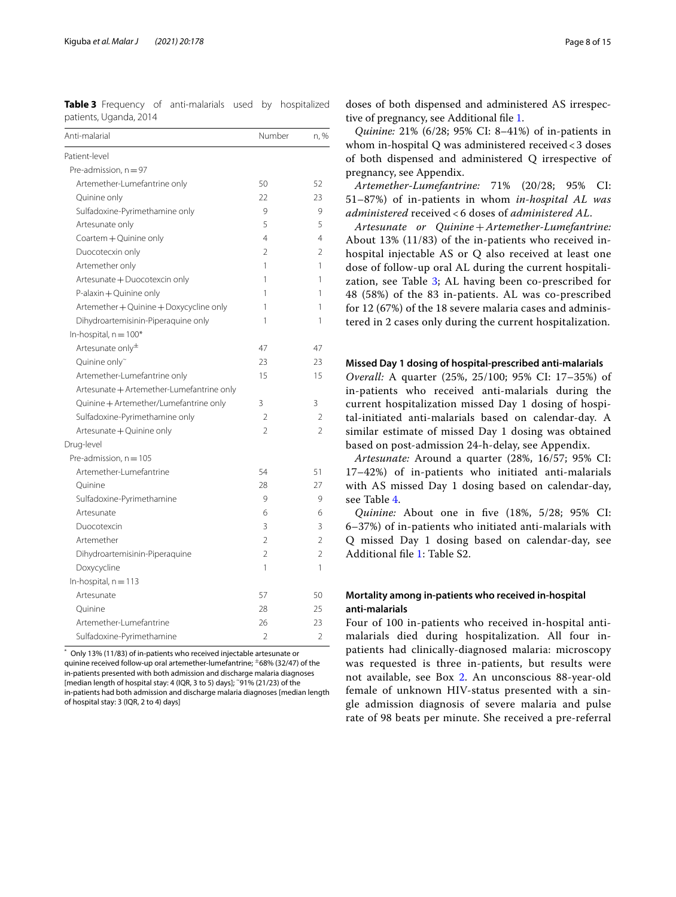**Table 3** Frequency of anti-malarials used by hospitalized patients, Uganda, 2014

| Anti-malarial | Number | n, % |
|---|---|---|
| Patient-level | | |
| Pre-admission, n = 97 | | |
| Artemether-Lumefantrine only | 50 | 52 |
| Quinine only | 22 | 23 |
| Sulfadoxine-Pyrimethamine only | 9 | 9 |
| Artesunate only | 5 | 5 |
| Coartem + Quinine only | 4 | 4 |
| Duocotecxin only | 2 | 2 |
| Artemether only | 1 | 1 |
| Artesunate + Duocotexcin only | 1 | 1 |
| P-alaxin + Quinine only | 1 | 1 |
| Artemether + Quinine + Doxycycline only | 1 | 1 |
| Dihydroartemisinin-Piperaquine only | 1 | 1 |
| In-hospital, n = 100* | | |
| Artesunate only[±] | 47 | 47 |
| Quinine only[~] | 23 | 23 |
| Artemether-Lumefantrine only | 15 | 15 |
| Artesunate + Artemether-Lumefantrine only | | |
| Quinine + Artemether/Lumefantrine only | 3 | 3 |
| Sulfadoxine-Pyrimethamine only | 2 | 2 |
| Artesunate + Quinine only | 2 | 2 |
| Drug-level | | |
| Pre-admission, n = 105 | | |
| Artemether-Lumefantrine | 54 | 51 |
| Quinine | 28 | 27 |
| Sulfadoxine-Pyrimethamine | 9 | 9 |
| Artesunate | 6 | 6 |
| Duocotexcin | 3 | 3 |
| Artemether | 2 | 2 |
| Dihydroartemisinin-Piperaquine | 2 | 2 |
| Doxycycline | 1 | 1 |
| In-hospital, n = 113 | | |
| Artesunate | 57 | 50 |
| Quinine | 28 | 25 |
| Artemether-Lumefantrine | 26 | 23 |
| Sulfadoxine-Pyrimethamine | 2 | 2 |

\* Only 13% (11/83) of in-patients who received injectable artesunate or quinine received follow-up oral artemether-lumefantrine; [±]68% (32/47) of the in-patients presented with both admission and discharge malaria diagnoses [median length of hospital stay: 4 (IQR, 3 to 5) days]; [~]91% (21/23) of the in-patients had both admission and discharge malaria diagnoses [median length of hospital stay: 3 (IQR, 2 to 4) days]

doses of both dispensed and administered AS irrespective of pregnancy, see Additional file 1.

*Quinine:* 21% (6/28; 95% CI: 8–41%) of in-patients in whom in-hospital Q was administered received < 3 doses of both dispensed and administered Q irrespective of pregnancy, see Appendix.

*Artemether-Lumefantrine:* 71% (20/28; 95% CI: 51–87%) of in-patients in whom *in-hospital AL was administered* received < 6 doses of *administered AL*.

*Artesunate or Quinine + Artemether-Lumefantrine:* About 13% (11/83) of the in-patients who received in-hospital injectable AS or Q also received at least one dose of follow-up oral AL during the current hospitalization, see Table 3; AL having been co-prescribed for 48 (58%) of the 83 in-patients. AL was co-prescribed for 12 (67%) of the 18 severe malaria cases and administered in 2 cases only during the current hospitalization.

#### Missed Day 1 dosing of hospital-prescribed anti-malarials

*Overall:* A quarter (25%, 25/100; 95% CI: 17–35%) of in-patients who received anti-malarials during the current hospitalization missed Day 1 dosing of hospital-initiated anti-malarials based on calendar-day. A similar estimate of missed Day 1 dosing was obtained based on post-admission 24-h-delay, see Appendix.

*Artesunate:* Around a quarter (28%, 16/57; 95% CI: 17–42%) of in-patients who initiated anti-malarials with AS missed Day 1 dosing based on calendar-day, see Table 4.

*Quinine:* About one in five (18%, 5/28; 95% CI: 6–37%) of in-patients who initiated anti-malarials with Q missed Day 1 dosing based on calendar-day, see Additional file 1: Table S2.

#### Mortality among in-patients who received in-hospital anti-malarials

Four of 100 in-patients who received in-hospital anti-malarials died during hospitalization. All four in-patients had clinically-diagnosed malaria: microscopy was requested is three in-patients, but results were not available, see Box 2. An unconscious 88-year-old female of unknown HIV-status presented with a single admission diagnosis of severe malaria and pulse rate of 98 beats per minute. She received a pre-referral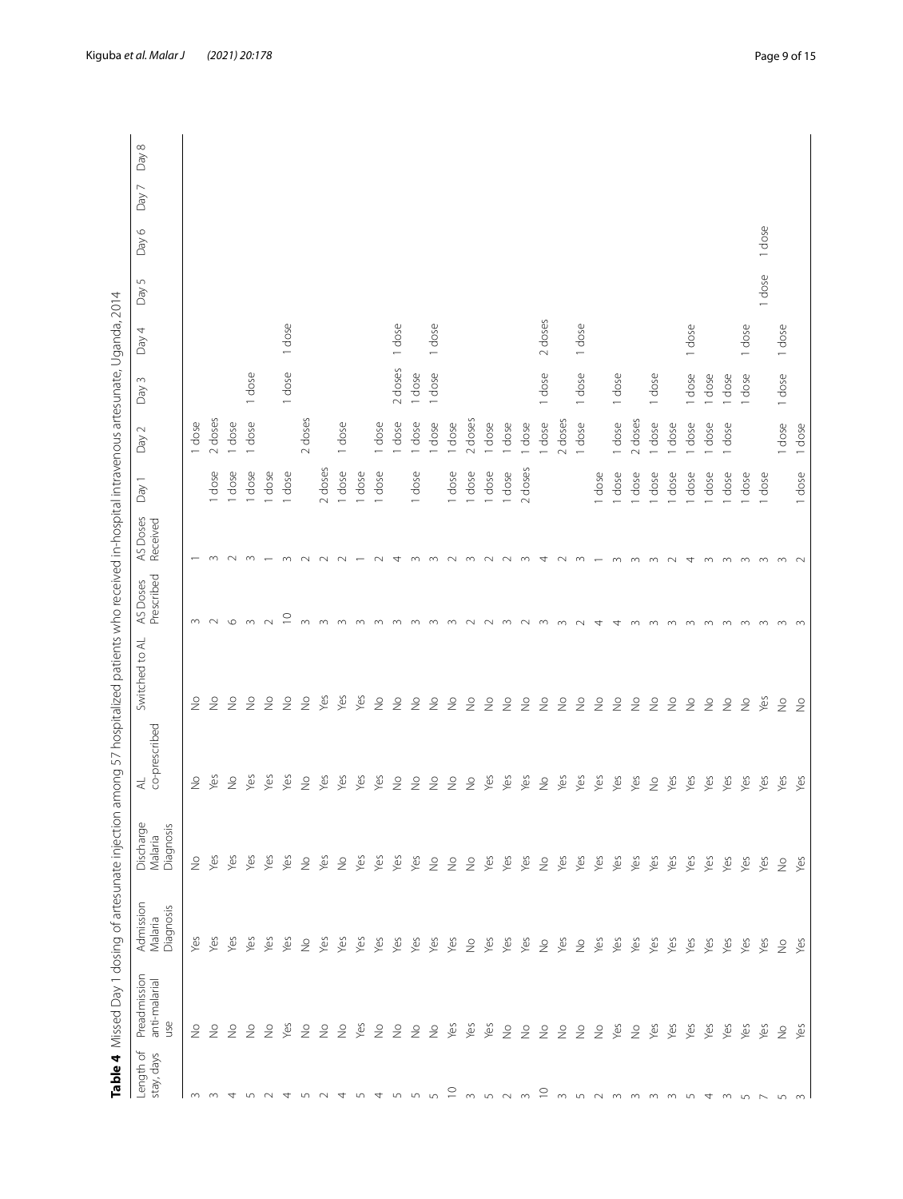**Table 4** Missed Day 1 dosing of artesunate injection among 57 hospitalized patients who received in-hospital intravenous artesunate, Uganda, 2014

| Length of stay, days | Preadmission anti-malarial use | Admission Malaria Diagnosis | Discharge Malaria Diagnosis | AL co-prescribed | Switched to AL | AS Doses Prescribed | AS Doses Received | Day 1 | Day 2 | Day 3 | Day 4 | Day 5 | Day 6 | Day 7 | Day 8 |
|---|---|---|---|---|---|---|---|---|---|---|---|---|---|---|---|
| 3 | No | Yes | No | No | No | 3 | 1 | | 1 dose | | | | | | |
| 3 | No | Yes | Yes | Yes | No | 2 | 3 | 1 dose | 2 doses | | | | | | |
| 4 | No | Yes | Yes | No | No | 6 | 2 | 1 dose | 1 dose | | | | | | |
| 5 | No | Yes | Yes | Yes | No | 3 | 3 | 1 dose | 1 dose | 1 dose | | | | | |
| 2 | No | Yes | Yes | Yes | No | 2 | 1 | 1 dose | | | | | | | |
| 4 | Yes | Yes | Yes | Yes | No | 10 | 3 | 1 dose | | 1 dose | 1 dose | | | | |
| 5 | No | No | No | No | No | 3 | 2 | | 2 doses | | | | | | |
| 2 | No | Yes | Yes | Yes | Yes | 3 | 2 | 2 doses | | | | | | | |
| 4 | No | Yes | No | Yes | Yes | 3 | 2 | 1 dose | 1 dose | | | | | | |
| 5 | Yes | Yes | Yes | Yes | Yes | 3 | 1 | 1 dose | | | | | | | |
| 4 | No | Yes | Yes | Yes | No | 3 | 2 | 1 dose | 1 dose | | | | | | |
| 5 | No | Yes | Yes | No | No | 3 | 4 | | 1 dose | 2 doses | 1 dose | | | | |
| 5 | No | Yes | Yes | No | No | 3 | 3 | 1 dose | 1 dose | 1 dose | | | | | |
| 5 | No | Yes | No | No | No | 3 | 3 | | 1 dose | 1 dose | 1 dose | | | | |
| 10 | Yes | Yes | No | No | No | 3 | 2 | 1 dose | 1 dose | | | | | | |
| 3 | Yes | No | No | No | No | 2 | 3 | 1 dose | 2 doses | | | | | | |
| 5 | Yes | Yes | Yes | Yes | No | 2 | 2 | 1 dose | 1 dose | | | | | | |
| 2 | No | Yes | Yes | Yes | No | 3 | 2 | 1 dose | 1 dose | | | | | | |
| 3 | No | Yes | Yes | Yes | No | 2 | 3 | 2 doses | 1 dose | | | | | | |
| 10 | No | No | No | No | No | 3 | 4 | | 1 dose | 1 dose | 2 doses | | | | |
| 3 | No | Yes | Yes | Yes | No | 3 | 2 | | 2 doses | | | | | | |
| 5 | No | No | Yes | Yes | No | 2 | 3 | | 1 dose | 1 dose | 1 dose | | | | |
| 2 | No | Yes | Yes | Yes | No | 4 | 1 | 1 dose | | | | | | | |
| 3 | Yes | Yes | Yes | Yes | No | 4 | 3 | 1 dose | 1 dose | 1 dose | | | | | |
| 3 | No | Yes | Yes | Yes | No | 3 | 3 | 1 dose | 2 doses | | | | | | |
| 3 | Yes | Yes | Yes | No | No | 3 | 3 | 1 dose | 1 dose | 1 dose | | | | | |
| 3 | Yes | Yes | Yes | Yes | No | 3 | 2 | 1 dose | 1 dose | | | | | | |
| 5 | Yes | Yes | Yes | Yes | No | 3 | 4 | 1 dose | 1 dose | 1 dose | 1 dose | | | | |
| 4 | Yes | Yes | Yes | Yes | No | 3 | 3 | 1 dose | 1 dose | 1 dose | | | | | |
| 3 | Yes | Yes | Yes | Yes | No | 3 | 3 | 1 dose | 1 dose | 1 dose | | | | | |
| 5 | Yes | Yes | Yes | Yes | No | 3 | 3 | 1 dose | | 1 dose | 1 dose | | | | |
| 7 | Yes | Yes | Yes | Yes | Yes | 3 | 3 | 1 dose | | | | 1 dose | 1 dose | | |
| 5 | No | No | No | Yes | No | 3 | 3 | | 1 dose | 1 dose | 1 dose | | | | |
| 3 | Yes | Yes | Yes | Yes | No | 3 | 2 | 1 dose | 1 dose | | | | | | |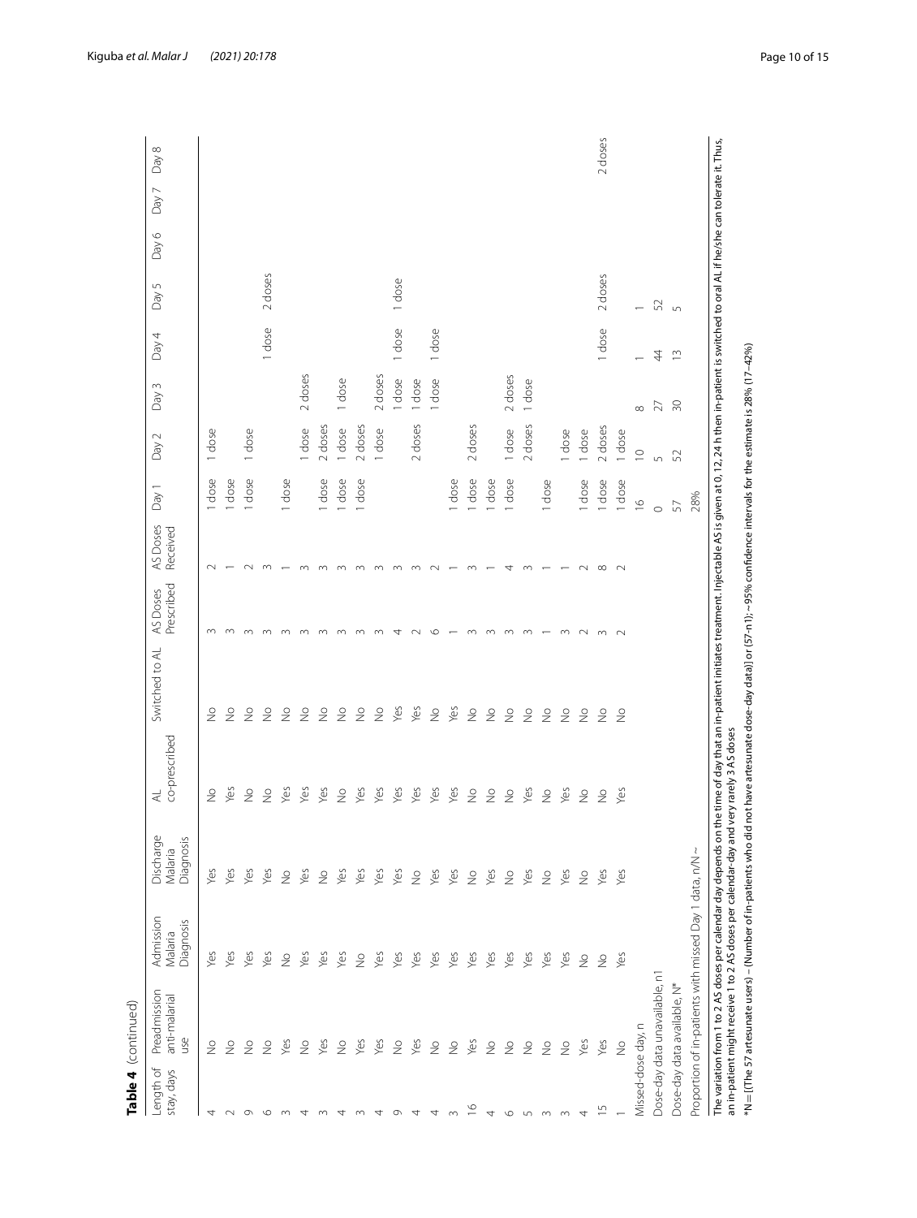**Table 4** (continued)

| Length of stay, days | Preadmission anti-malarial use | Admission Malaria Diagnosis | Discharge Malaria Diagnosis | AL co-prescribed | Switched to AL | AS Doses Prescribed | AS Doses Received | Day 1 | Day 2 | Day 3 | Day 4 | Day 5 | Day 6 | Day 7 | Day 8 |
|---|---|---|---|---|---|---|---|---|---|---|---|---|---|---|---|
| 4 | No | Yes | Yes | No | No | 3 | 2 | 1 dose | 1 dose | | | | | | |
| 2 | No | Yes | Yes | Yes | No | 3 | 1 | 1 dose | | | | | | | |
| 9 | No | Yes | Yes | No | No | 3 | 2 | 1 dose | 1 dose | | | | | | |
| 6 | No | Yes | Yes | No | No | 3 | 3 | | | | 1 dose | 2 doses | | | |
| 3 | Yes | No | No | Yes | No | 3 | 1 | 1 dose | | | | | | | |
| 4 | No | Yes | Yes | Yes | No | 3 | 3 | | 1 dose | 2 doses | | | | | |
| 3 | Yes | Yes | No | Yes | No | 3 | 3 | 1 dose | 2 doses | | | | | | |
| 4 | No | Yes | Yes | No | No | 3 | 3 | 1 dose | 1 dose | 1 dose | | | | | |
| 3 | Yes | No | Yes | Yes | No | 3 | 3 | 1 dose | | 2 doses | | | | | |
| 3 | Yes | Yes | Yes | Yes | No | 3 | 3 | | | 1 dose | 1 dose | 1 dose | | | |
| 4 | Yes | Yes | Yes | Yes | No | 3 | 3 | | 2 doses | 1 dose | | | | | |
| 9 | No | Yes | Yes | Yes | Yes | 4 | 3 | | | 1 dose | 1 dose | | | | |
| 4 | Yes | Yes | No | Yes | Yes | 2 | 3 | | | | | | | | |
| 4 | No | Yes | Yes | Yes | No | 6 | 2 | | | | | | | | |
| 3 | No | Yes | Yes | Yes | Yes | 1 | 1 | 1 dose | | | | | | | |
| 16 | Yes | Yes | No | No | No | 3 | 3 | 1 dose | 2 doses | | | | | | |
| 4 | No | Yes | Yes | No | No | 3 | 1 | 1 dose | | | | | | | |
| 6 | No | Yes | No | No | No | 3 | 4 | 1 dose | 1 dose | 2 doses | | | | | |
| 5 | No | Yes | Yes | Yes | No | 3 | 3 | | 2 doses | 1 dose | | | | | |
| 3 | No | Yes | No | No | No | 1 | 1 | 1 dose | | | | | | | |
| 3 | No | Yes | Yes | Yes | No | 3 | 1 | | 1 dose | | | | | | |
| 4 | Yes | No | No | No | No | 2 | 2 | 1 dose | 1 dose | | | | | | |
| 15 | Yes | No | Yes | No | No | 3 | 8 | 1 dose | 2 doses | | 1 dose | 2 doses | | | 2 doses |
| 1 | No | Yes | Yes | Yes | No | 2 | 2 | 1 dose | 1 dose | | | | | | |
| Missed-dose day, n | | | | | | | | 16 | 10 | 8 | 1 | 1 | | | |
| Dose-day data unavailable, n1 | | | | | | | | 0 | 5 | 27 | 44 | 52 | | | |
| Dose-day data available, N* | | | | | | | | 57 | 52 | 30 | 13 | 5 | | | |
| Proportion of in-patients with missed Day 1 data, n/N~ | | | | | | | | 28% | | | | | | | |

The variation from 1 to 2 AS doses per calendar day depends on the time of day that an in-patient initiates treatment. Injectable AS is given at 0, 12, 24 h then in-patient is switched to oral AL if he/she can tolerate it. Thus, an in-patient might receive 1 to 2 AS doses per calendar-day and very rarely 3 AS doses

*N = [(The 57 artesunate users) – (Number of in-patients who did not have artesunate dose-day data)] or (57-n1); ~95% confidence intervals for the estimate is 28% (17–42%)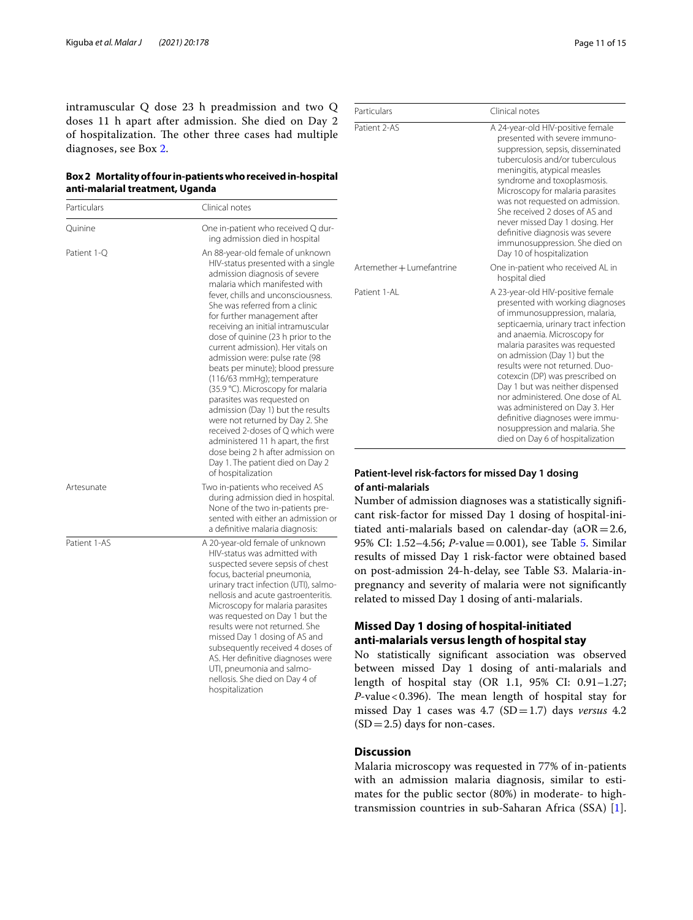intramuscular Q dose 23 h preadmission and two Q doses 11 h apart after admission. She died on Day 2 of hospitalization. The other three cases had multiple diagnoses, see Box 2.

**Box 2 Mortality of four in-patients who received in-hospital anti-malarial treatment, Uganda**

| Particulars | Clinical notes |
|---|---|
| Quinine | One in-patient who received Q during admission died in hospital |
| Patient 1-Q | An 88-year-old female of unknown HIV-status presented with a single admission diagnosis of severe malaria which manifested with fever, chills and unconsciousness. She was referred from a clinic for further management after receiving an initial intramuscular dose of quinine (23 h prior to the current admission). Her vitals on admission were: pulse rate (98 beats per minute); blood pressure (116/63 mmHg); temperature (35.9 °C). Microscopy for malaria parasites was requested on admission (Day 1) but the results were not returned by Day 2. She received 2-doses of Q which were administered 11 h apart, the first dose being 2 h after admission on Day 1. The patient died on Day 2 of hospitalization |
| Artesunate | Two in-patients who received AS during admission died in hospital. None of the two in-patients presented with either an admission or a definitive malaria diagnosis: |
| Patient 1-AS | A 20-year-old female of unknown HIV-status was admitted with suspected severe sepsis of chest focus, bacterial pneumonia, urinary tract infection (UTI), salmonellosis and acute gastroenteritis. Microscopy for malaria parasites was requested on Day 1 but the results were not returned. She missed Day 1 dosing of AS and subsequently received 4 doses of AS. Her definitive diagnoses were UTI, pneumonia and salmonellosis. She died on Day 4 of hospitalization |
| Patient 2-AS | A 24-year-old HIV-positive female presented with severe immunosuppression, sepsis, disseminated tuberculosis and/or tuberculous meningitis, atypical measles syndrome and toxoplasmosis. Microscopy for malaria parasites was not requested on admission. She received 2 doses of AS and never missed Day 1 dosing. Her definitive diagnosis was severe immunosuppression. She died on Day 10 of hospitalization |
| Artemether + Lumefantrine | One in-patient who received AL in hospital died |
| Patient 1-AL | A 23-year-old HIV-positive female presented with working diagnoses of immunosuppression, malaria, septicaemia, urinary tract infection and anaemia. Microscopy for malaria parasites was requested on admission (Day 1) but the results were not returned. Duo-cotexcin (DP) was prescribed on Day 1 but was neither dispensed nor administered. One dose of AL was administered on Day 3. Her definitive diagnoses were immunosuppression and malaria. She died on Day 6 of hospitalization |

#### Patient-level risk-factors for missed Day 1 dosing of anti-malarials

Number of admission diagnoses was a statistically significant risk-factor for missed Day 1 dosing of hospital-initiated anti-malarials based on calendar-day (aOR = 2.6, 95% CI: 1.52–4.56; *P*-value = 0.001), see Table 5. Similar results of missed Day 1 risk-factor were obtained based on post-admission 24-h-delay, see Table S3. Malaria-in-pregnancy and severity of malaria were not significantly related to missed Day 1 dosing of anti-malarials.

### Missed Day 1 dosing of hospital-initiated anti-malarials versus length of hospital stay

No statistically significant association was observed between missed Day 1 dosing of anti-malarials and length of hospital stay (OR 1.1, 95% CI: 0.91–1.27; *P*-value < 0.396). The mean length of hospital stay for missed Day 1 cases was 4.7 (SD = 1.7) days *versus* 4.2 (SD = 2.5) days for non-cases.

## Discussion

Malaria microscopy was requested in 77% of in-patients with an admission malaria diagnosis, similar to estimates for the public sector (80%) in moderate- to high-transmission countries in sub-Saharan Africa (SSA) [1].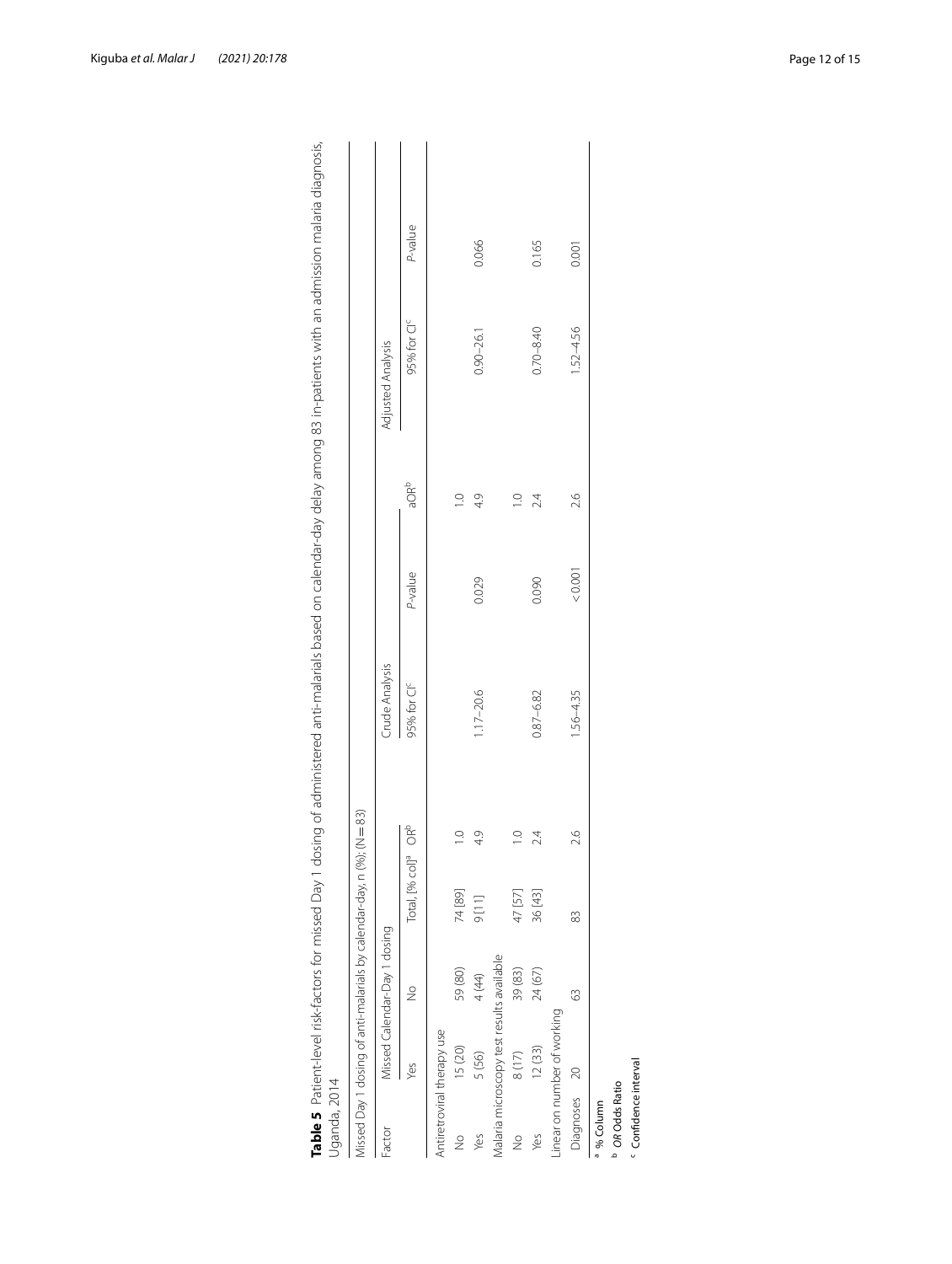**Table 5** Patient-level risk-factors for missed Day 1 dosing of administered anti-malarials based on calendar-day delay among 83 in-patients with an admission malaria diagnosis, Uganda, 2014

| Missed Day 1 dosing of anti-malarials by calendar-day, n (%); (N = 83) | | | | | | | | | |
|---|---|---|---|---|---|---|---|---|---|
| Factor | Missed Calendar-Day 1 dosing | | | | Crude Analysis | | | Adjusted Analysis | |
| | Yes | No | Total, [% col][a] | OR[b] | 95% for CI[c] | *P*-value | aOR[b] | 95% for CI[c] | *P*-value |
| Antiretroviral therapy use | | | | | | | | | |
| No | 15 (20) | 59 (80) | 74 [89] | 1.0 | | | 1.0 | | |
| Yes | 5 (56) | 4 (44) | 9 [11] | 4.9 | 1.17–20.6 | 0.029 | 4.9 | 0.90–26.1 | 0.066 |
| Malaria microscopy test results available | | | | | | | | | |
| No | 8 (17) | 39 (83) | 47 [57] | 1.0 | | | 1.0 | | |
| Yes | 12 (33) | 24 (67) | 36 [43] | 2.4 | 0.87–6.82 | 0.090 | 2.4 | 0.70–8.40 | 0.165 |
| Linear on number of working | | | | | | | | | |
| Diagnoses | 20 | 63 | 83 | 2.6 | 1.56–4.35 | < 0.001 | 2.6 | 1.52–4.56 | 0.001 |

[a] % Column

[b] *OR* Odds Ratio

[c] Confidence interval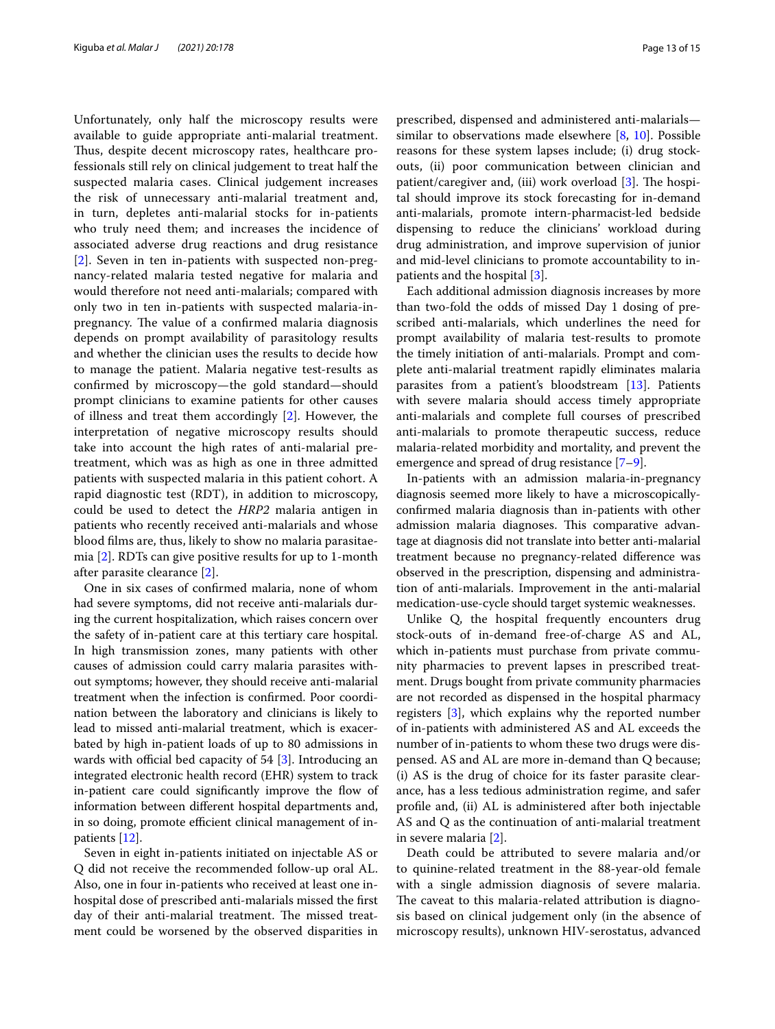Unfortunately, only half the microscopy results were available to guide appropriate anti-malarial treatment. Thus, despite decent microscopy rates, healthcare professionals still rely on clinical judgement to treat half the suspected malaria cases. Clinical judgement increases the risk of unnecessary anti-malarial treatment and, in turn, depletes anti-malarial stocks for in-patients who truly need them; and increases the incidence of associated adverse drug reactions and drug resistance [2]. Seven in ten in-patients with suspected non-pregnancy-related malaria tested negative for malaria and would therefore not need anti-malarials; compared with only two in ten in-patients with suspected malaria-in-pregnancy. The value of a confirmed malaria diagnosis depends on prompt availability of parasitology results and whether the clinician uses the results to decide how to manage the patient. Malaria negative test-results as confirmed by microscopy—the gold standard—should prompt clinicians to examine patients for other causes of illness and treat them accordingly [2]. However, the interpretation of negative microscopy results should take into account the high rates of anti-malarial pre-treatment, which was as high as one in three admitted patients with suspected malaria in this patient cohort. A rapid diagnostic test (RDT), in addition to microscopy, could be used to detect the *HRP2* malaria antigen in patients who recently received anti-malarials and whose blood films are, thus, likely to show no malaria parasitaemia [2]. RDTs can give positive results for up to 1-month after parasite clearance [2].

One in six cases of confirmed malaria, none of whom had severe symptoms, did not receive anti-malarials during the current hospitalization, which raises concern over the safety of in-patient care at this tertiary care hospital. In high transmission zones, many patients with other causes of admission could carry malaria parasites without symptoms; however, they should receive anti-malarial treatment when the infection is confirmed. Poor coordination between the laboratory and clinicians is likely to lead to missed anti-malarial treatment, which is exacerbated by high in-patient loads of up to 80 admissions in wards with official bed capacity of 54 [3]. Introducing an integrated electronic health record (EHR) system to track in-patient care could significantly improve the flow of information between different hospital departments and, in so doing, promote efficient clinical management of in-patients [12].

Seven in eight in-patients initiated on injectable AS or Q did not receive the recommended follow-up oral AL. Also, one in four in-patients who received at least one in-hospital dose of prescribed anti-malarials missed the first day of their anti-malarial treatment. The missed treatment could be worsened by the observed disparities in prescribed, dispensed and administered anti-malarials—similar to observations made elsewhere [8, 10]. Possible reasons for these system lapses include; (i) drug stock-outs, (ii) poor communication between clinician and patient/caregiver and, (iii) work overload [3]. The hospital should improve its stock forecasting for in-demand anti-malarials, promote intern-pharmacist-led bedside dispensing to reduce the clinicians' workload during drug administration, and improve supervision of junior and mid-level clinicians to promote accountability to in-patients and the hospital [3].

Each additional admission diagnosis increases by more than two-fold the odds of missed Day 1 dosing of prescribed anti-malarials, which underlines the need for prompt availability of malaria test-results to promote the timely initiation of anti-malarials. Prompt and complete anti-malarial treatment rapidly eliminates malaria parasites from a patient's bloodstream [13]. Patients with severe malaria should access timely appropriate anti-malarials and complete full courses of prescribed anti-malarials to promote therapeutic success, reduce malaria-related morbidity and mortality, and prevent the emergence and spread of drug resistance [7–9].

In-patients with an admission malaria-in-pregnancy diagnosis seemed more likely to have a microscopically-confirmed malaria diagnosis than in-patients with other admission malaria diagnoses. This comparative advantage at diagnosis did not translate into better anti-malarial treatment because no pregnancy-related difference was observed in the prescription, dispensing and administration of anti-malarials. Improvement in the anti-malarial medication-use-cycle should target systemic weaknesses.

Unlike Q, the hospital frequently encounters drug stock-outs of in-demand free-of-charge AS and AL, which in-patients must purchase from private community pharmacies to prevent lapses in prescribed treatment. Drugs bought from private community pharmacies are not recorded as dispensed in the hospital pharmacy registers [3], which explains why the reported number of in-patients with administered AS and AL exceeds the number of in-patients to whom these two drugs were dispensed. AS and AL are more in-demand than Q because; (i) AS is the drug of choice for its faster parasite clearance, has a less tedious administration regime, and safer profile and, (ii) AL is administered after both injectable AS and Q as the continuation of anti-malarial treatment in severe malaria [2].

Death could be attributed to severe malaria and/or to quinine-related treatment in the 88-year-old female with a single admission diagnosis of severe malaria. The caveat to this malaria-related attribution is diagnosis based on clinical judgement only (in the absence of microscopy results), unknown HIV-serostatus, advanced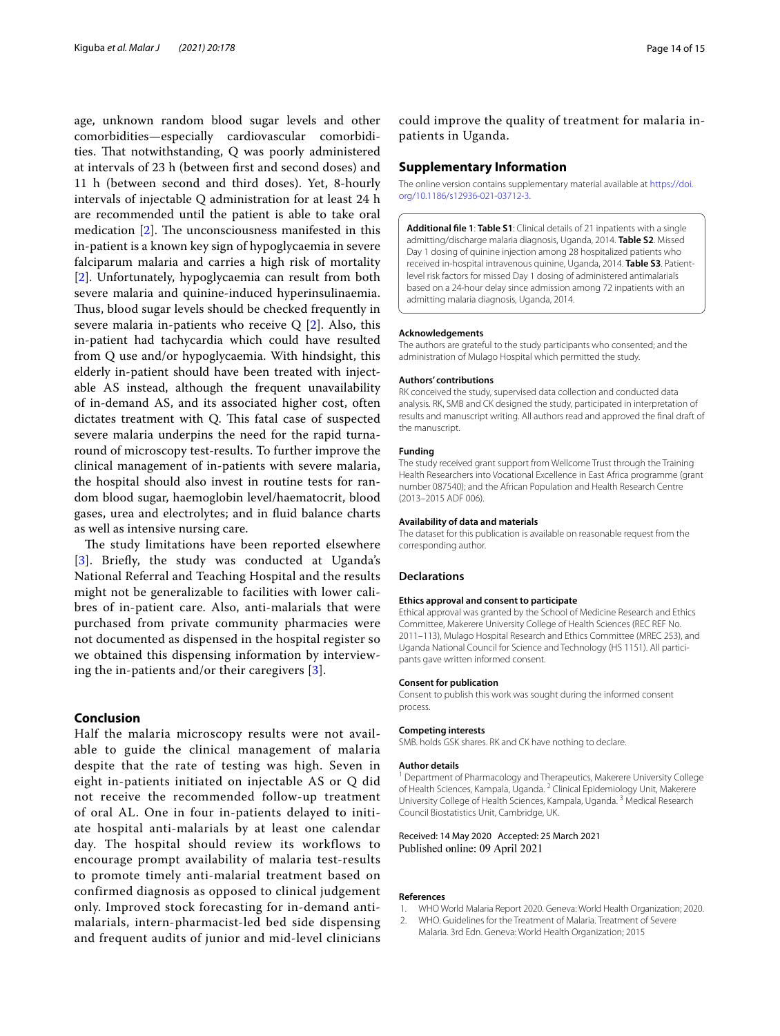age, unknown random blood sugar levels and other comorbidities—especially cardiovascular comorbidities. That notwithstanding, Q was poorly administered at intervals of 23 h (between first and second doses) and 11 h (between second and third doses). Yet, 8-hourly intervals of injectable Q administration for at least 24 h are recommended until the patient is able to take oral medication [2]. The unconsciousness manifested in this in-patient is a known key sign of hypoglycaemia in severe falciparum malaria and carries a high risk of mortality [2]. Unfortunately, hypoglycaemia can result from both severe malaria and quinine-induced hyperinsulinaemia. Thus, blood sugar levels should be checked frequently in severe malaria in-patients who receive Q [2]. Also, this in-patient had tachycardia which could have resulted from Q use and/or hypoglycaemia. With hindsight, this elderly in-patient should have been treated with injectable AS instead, although the frequent unavailability of in-demand AS, and its associated higher cost, often dictates treatment with Q. This fatal case of suspected severe malaria underpins the need for the rapid turnaround of microscopy test-results. To further improve the clinical management of in-patients with severe malaria, the hospital should also invest in routine tests for random blood sugar, haemoglobin level/haematocrit, blood gases, urea and electrolytes; and in fluid balance charts as well as intensive nursing care.

The study limitations have been reported elsewhere [3]. Briefly, the study was conducted at Uganda's National Referral and Teaching Hospital and the results might not be generalizable to facilities with lower calibres of in-patient care. Also, anti-malarials that were purchased from private community pharmacies were not documented as dispensed in the hospital register so we obtained this dispensing information by interviewing the in-patients and/or their caregivers [3].

## Conclusion

Half the malaria microscopy results were not available to guide the clinical management of malaria despite that the rate of testing was high. Seven in eight in-patients initiated on injectable AS or Q did not receive the recommended follow-up treatment of oral AL. One in four in-patients delayed to initiate hospital anti-malarials by at least one calendar day. The hospital should review its workflows to encourage prompt availability of malaria test-results to promote timely anti-malarial treatment based on confirmed diagnosis as opposed to clinical judgement only. Improved stock forecasting for in-demand anti-malarials, intern-pharmacist-led bed side dispensing and frequent audits of junior and mid-level clinicians could improve the quality of treatment for malaria in-patients in Uganda.

## Supplementary Information

The online version contains supplementary material available at https://doi.org/10.1186/s12936-021-03712-3.

**Additional file 1**: **Table S1**: Clinical details of 21 inpatients with a single admitting/discharge malaria diagnosis, Uganda, 2014. **Table S2**. Missed Day 1 dosing of quinine injection among 28 hospitalized patients who received in-hospital intravenous quinine, Uganda, 2014. **Table S3**. Patient-level risk factors for missed Day 1 dosing of administered antimalarials based on a 24-hour delay since admission among 72 inpatients with an admitting malaria diagnosis, Uganda, 2014.

#### Acknowledgements

The authors are grateful to the study participants who consented; and the administration of Mulago Hospital which permitted the study.

#### Authors' contributions

RK conceived the study, supervised data collection and conducted data analysis. RK, SMB and CK designed the study, participated in interpretation of results and manuscript writing. All authors read and approved the final draft of the manuscript.

#### Funding

The study received grant support from Wellcome Trust through the Training Health Researchers into Vocational Excellence in East Africa programme (grant number 087540); and the African Population and Health Research Centre (2013–2015 ADF 006).

#### Availability of data and materials

The dataset for this publication is available on reasonable request from the corresponding author.

### Declarations

#### Ethics approval and consent to participate

Ethical approval was granted by the School of Medicine Research and Ethics Committee, Makerere University College of Health Sciences (REC REF No. 2011–113), Mulago Hospital Research and Ethics Committee (MREC 253), and Uganda National Council for Science and Technology (HS 1151). All participants gave written informed consent.

#### Consent for publication

Consent to publish this work was sought during the informed consent process.

#### Competing interests

SMB. holds GSK shares. RK and CK have nothing to declare.

#### Author details

[1] Department of Pharmacology and Therapeutics, Makerere University College of Health Sciences, Kampala, Uganda. [2] Clinical Epidemiology Unit, Makerere University College of Health Sciences, Kampala, Uganda. [3] Medical Research Council Biostatistics Unit, Cambridge, UK.

Received: 14 May 2020 Accepted: 25 March 2021
Published online: 09 April 2021

#### References

1. WHO World Malaria Report 2020. Geneva: World Health Organization; 2020.
2. WHO. Guidelines for the Treatment of Malaria. Treatment of Severe Malaria. 3rd Edn. Geneva: World Health Organization; 2015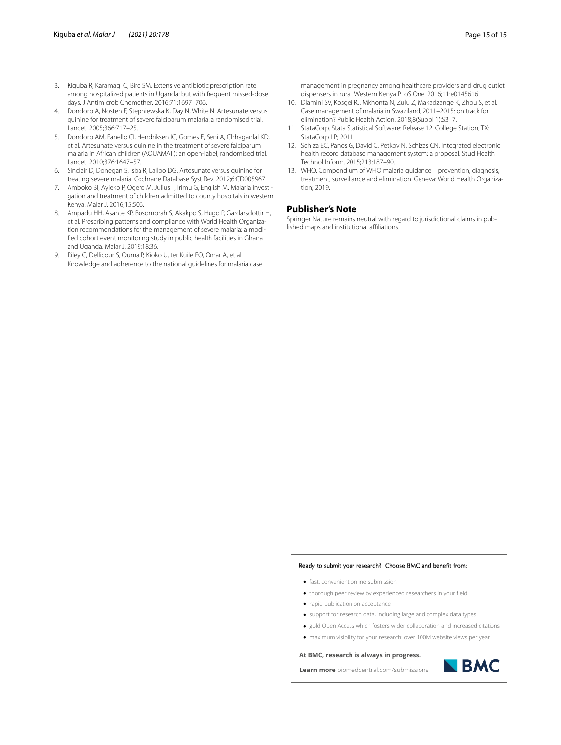3. Kiguba R, Karamagi C, Bird SM. Extensive antibiotic prescription rate among hospitalized patients in Uganda: but with frequent missed-dose days. J Antimicrob Chemother. 2016;71:1697–706.
4. Dondorp A, Nosten F, Stepniewska K, Day N, White N. Artesunate versus quinine for treatment of severe falciparum malaria: a randomised trial. Lancet. 2005;366:717–25.
5. Dondorp AM, Fanello CI, Hendriksen IC, Gomes E, Seni A, Chhaganlal KD, et al. Artesunate versus quinine in the treatment of severe falciparum malaria in African children (AQUAMAT): an open-label, randomised trial. Lancet. 2010;376:1647–57.
6. Sinclair D, Donegan S, Isba R, Lalloo DG. Artesunate versus quinine for treating severe malaria. Cochrane Database Syst Rev. 2012;6:CD005967.
7. Amboko BI, Ayieko P, Ogero M, Julius T, Irimu G, English M. Malaria investigation and treatment of children admitted to county hospitals in western Kenya. Malar J. 2016;15:506.
8. Ampadu HH, Asante KP, Bosomprah S, Akakpo S, Hugo P, Gardarsdottir H, et al. Prescribing patterns and compliance with World Health Organization recommendations for the management of severe malaria: a modified cohort event monitoring study in public health facilities in Ghana and Uganda. Malar J. 2019;18:36.
9. Riley C, Dellicour S, Ouma P, Kioko U, ter Kuile FO, Omar A, et al. Knowledge and adherence to the national guidelines for malaria case management in pregnancy among healthcare providers and drug outlet dispensers in rural. Western Kenya PLoS One. 2016;11:e0145616.
10. Dlamini SV, Kosgei RJ, Mkhonta N, Zulu Z, Makadzange K, Zhou S, et al. Case management of malaria in Swaziland, 2011–2015: on track for elimination? Public Health Action. 2018;8(Suppl 1):S3–7.
11. StataCorp. Stata Statistical Software: Release 12. College Station, TX: StataCorp LP; 2011.
12. Schiza EC, Panos G, David C, Petkov N, Schizas CN. Integrated electronic health record database management system: a proposal. Stud Health Technol Inform. 2015;213:187–90.
13. WHO. Compendium of WHO malaria guidance – prevention, diagnosis, treatment, surveillance and elimination. Geneva: World Health Organization; 2019.

## Publisher's Note

Springer Nature remains neutral with regard to jurisdictional claims in published maps and institutional affiliations.

Ready to submit your research? Choose BMC and benefit from:

- fast, convenient online submission
- thorough peer review by experienced researchers in your field
- rapid publication on acceptance
- support for research data, including large and complex data types
- gold Open Access which fosters wider collaboration and increased citations
- maximum visibility for your research: over 100M website views per year

**At BMC, research is always in progress.**

**Learn more** biomedcentral.com/submissions

BMC